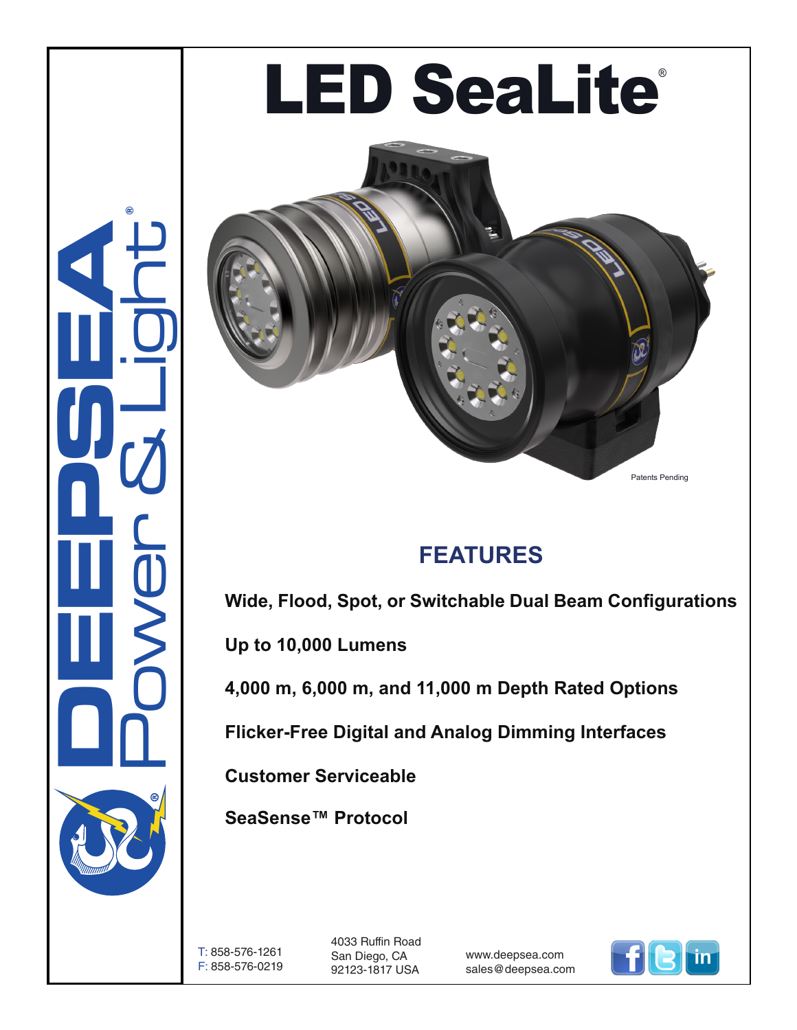# LED SeaLite®

Patents Pending

## FEATURES

**Wide, Flood, Spot, or Switchable Dual Beam Configurations**

**Up to 10,000 Lumens**

**4,000 m, 6,000 m, and 11,000 m Depth Rated Options**

**Flicker-Free Digital and Analog Dimming Interfaces**

**Customer Serviceable**

**SeaSense™ Protocol**

DEEPSEA Power & Light®

T: 858-576-1261
F: 858-576-0219

4033 Ruffin Road
San Diego, CA
92123-1817 USA

www.deepsea.com
sales@deepsea.com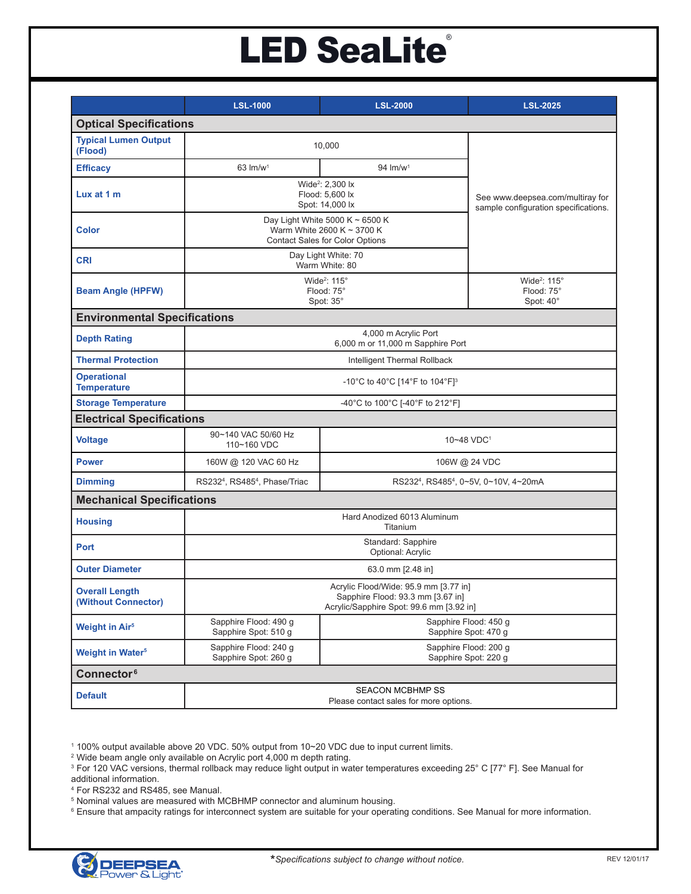# LED SeaLite®

| | LSL-1000 | LSL-2000 | LSL-2025 |
|---|---|---|---|
| **Optical Specifications** | | | |
| **Typical Lumen Output (Flood)** | 10,000 | | See www.deepsea.com/multiray for sample configuration specifications. |
| **Efficacy** | 63 lm/w[1] | 94 lm/w[1] | |
| **Lux at 1 m** | Wide[2]: 2,300 lx<br>Flood: 5,600 lx<br>Spot: 14,000 lx | | |
| **Color** | Day Light White 5000 K ~ 6500 K<br>Warm White 2600 K ~ 3700 K<br>Contact Sales for Color Options | | |
| **CRI** | Day Light White: 70<br>Warm White: 80 | | |
| **Beam Angle (HPFW)** | Wide[2]: 115°<br>Flood: 75°<br>Spot: 35° | | Wide[2]: 115°<br>Flood: 75°<br>Spot: 40° |
| **Environmental Specifications** | | | |
| **Depth Rating** | 4,000 m Acrylic Port<br>6,000 m or 11,000 m Sapphire Port | | |
| **Thermal Protection** | Intelligent Thermal Rollback | | |
| **Operational Temperature** | -10°C to 40°C [14°F to 104°F][3] | | |
| **Storage Temperature** | -40°C to 100°C [-40°F to 212°F] | | |
| **Electrical Specifications** | | | |
| **Voltage** | 90~140 VAC 50/60 Hz<br>110~160 VDC | 10~48 VDC[1] | |
| **Power** | 160W @ 120 VAC 60 Hz | 106W @ 24 VDC | |
| **Dimming** | RS232[4], RS485[4], Phase/Triac | RS232[4], RS485[4], 0~5V, 0~10V, 4~20mA | |
| **Mechanical Specifications** | | | |
| **Housing** | Hard Anodized 6013 Aluminum<br>Titanium | | |
| **Port** | Standard: Sapphire<br>Optional: Acrylic | | |
| **Outer Diameter** | 63.0 mm [2.48 in] | | |
| **Overall Length (Without Connector)** | Acrylic Flood/Wide: 95.9 mm [3.77 in]<br>Sapphire Flood: 93.3 mm [3.67 in]<br>Acrylic/Sapphire Spot: 99.6 mm [3.92 in] | | |
| **Weight in Air[5]** | Sapphire Flood: 490 g<br>Sapphire Spot: 510 g | Sapphire Flood: 450 g<br>Sapphire Spot: 470 g | |
| **Weight in Water[5]** | Sapphire Flood: 240 g<br>Sapphire Spot: 260 g | Sapphire Flood: 200 g<br>Sapphire Spot: 220 g | |
| **Connector[6]** | | | |
| **Default** | SEACON MCBHMP SS<br>Please contact sales for more options. | | |

[1] 100% output available above 20 VDC. 50% output from 10~20 VDC due to input current limits.
[2] Wide beam angle only available on Acrylic port 4,000 m depth rating.
[3] For 120 VAC versions, thermal rollback may reduce light output in water temperatures exceeding 25° C [77° F]. See Manual for additional information.
[4] For RS232 and RS485, see Manual.
[5] Nominal values are measured with MCBHMP connector and aluminum housing.
[6] Ensure that ampacity ratings for interconnect system are suitable for your operating conditions. See Manual for more information.

*Specifications subject to change without notice.*

REV 12/01/17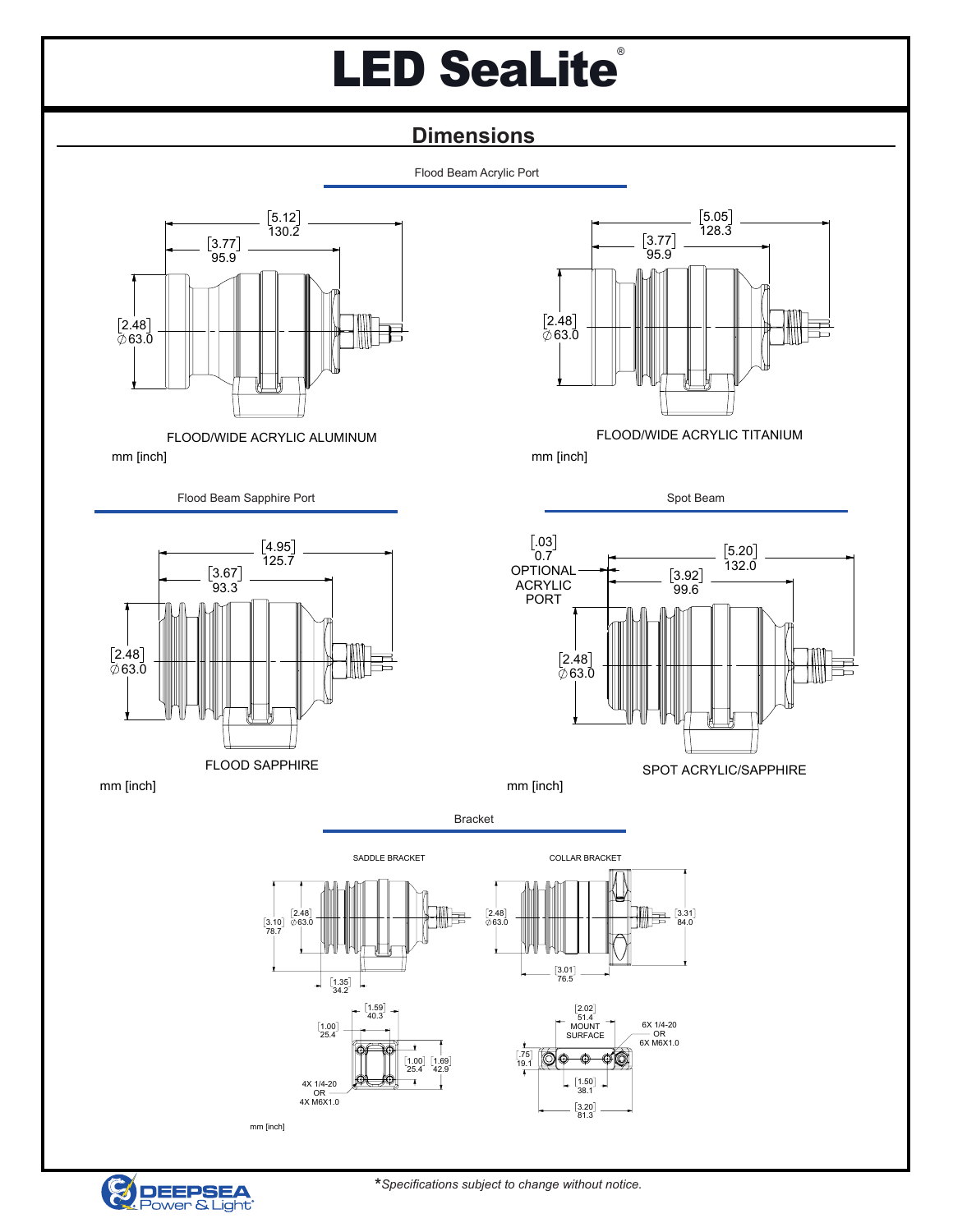# LED SeaLite®

## Dimensions

### Flood Beam Acrylic Port

[5.12]
130.2
[3.77]
95.9
[2.48]
∅63.0

FLOOD/WIDE ACRYLIC ALUMINUM

mm [inch]

[5.05]
128.3
[3.77]
95.9
[2.48]
∅63.0

FLOOD/WIDE ACRYLIC TITANIUM

mm [inch]

### Flood Beam Sapphire Port

[4.95]
125.7
[3.67]
93.3
[2.48]
∅63.0

FLOOD SAPPHIRE

mm [inch]

### Spot Beam

[.03]
0.7
OPTIONAL ACRYLIC PORT
[5.20]
132.0
[3.92]
99.6
[2.48]
∅63.0

SPOT ACRYLIC/SAPPHIRE

mm [inch]

### Bracket

SADDLE BRACKET

[3.10]
78.7
[2.48]
∅63.0
[1.35]
34.2
[1.59]
40.3
[1.00]
25.4
[1.00]
25.4
[1.69]
42.9
4X 1/4-20
OR
4X M6X1.0

COLLAR BRACKET

[2.48]
∅63.0
[3.31]
84.0
[3.01]
76.5
[2.02]
51.4
MOUNT SURFACE
6X 1/4-20
OR
6X M6X1.0
[.75]
19.1
[1.50]
38.1
[3.20]
81.3

mm [inch]

*Specifications subject to change without notice.*